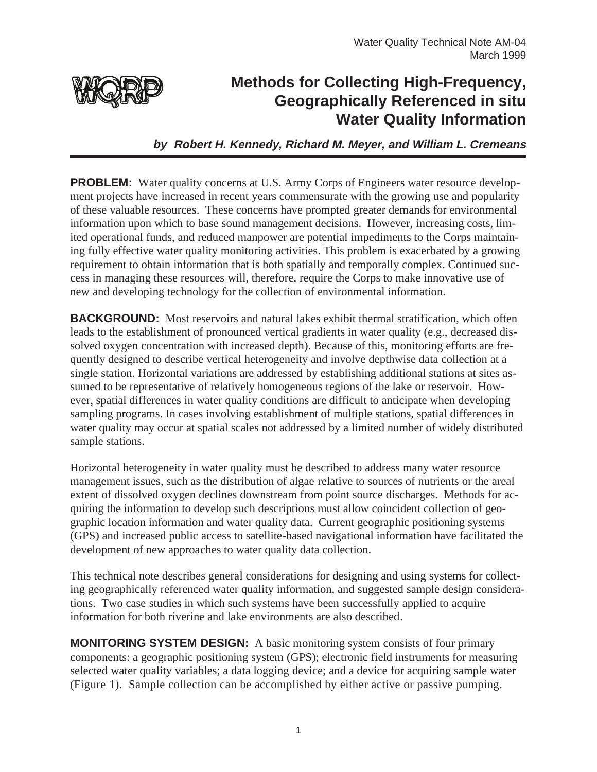Water Quality Technical Note AM-04
March 1999

# Methods for Collecting High-Frequency, Geographically Referenced in situ Water Quality Information

***by Robert H. Kennedy, Richard M. Meyer, and William L. Cremeans***

**PROBLEM:** Water quality concerns at U.S. Army Corps of Engineers water resource development projects have increased in recent years commensurate with the growing use and popularity of these valuable resources. These concerns have prompted greater demands for environmental information upon which to base sound management decisions. However, increasing costs, limited operational funds, and reduced manpower are potential impediments to the Corps maintaining fully effective water quality monitoring activities. This problem is exacerbated by a growing requirement to obtain information that is both spatially and temporally complex. Continued success in managing these resources will, therefore, require the Corps to make innovative use of new and developing technology for the collection of environmental information.

**BACKGROUND:** Most reservoirs and natural lakes exhibit thermal stratification, which often leads to the establishment of pronounced vertical gradients in water quality (e.g., decreased dissolved oxygen concentration with increased depth). Because of this, monitoring efforts are frequently designed to describe vertical heterogeneity and involve depthwise data collection at a single station. Horizontal variations are addressed by establishing additional stations at sites assumed to be representative of relatively homogeneous regions of the lake or reservoir. However, spatial differences in water quality conditions are difficult to anticipate when developing sampling programs. In cases involving establishment of multiple stations, spatial differences in water quality may occur at spatial scales not addressed by a limited number of widely distributed sample stations.

Horizontal heterogeneity in water quality must be described to address many water resource management issues, such as the distribution of algae relative to sources of nutrients or the areal extent of dissolved oxygen declines downstream from point source discharges. Methods for acquiring the information to develop such descriptions must allow coincident collection of geographic location information and water quality data. Current geographic positioning systems (GPS) and increased public access to satellite-based navigational information have facilitated the development of new approaches to water quality data collection.

This technical note describes general considerations for designing and using systems for collecting geographically referenced water quality information, and suggested sample design considerations. Two case studies in which such systems have been successfully applied to acquire information for both riverine and lake environments are also described.

**MONITORING SYSTEM DESIGN:** A basic monitoring system consists of four primary components: a geographic positioning system (GPS); electronic field instruments for measuring selected water quality variables; a data logging device; and a device for acquiring sample water (Figure 1). Sample collection can be accomplished by either active or passive pumping.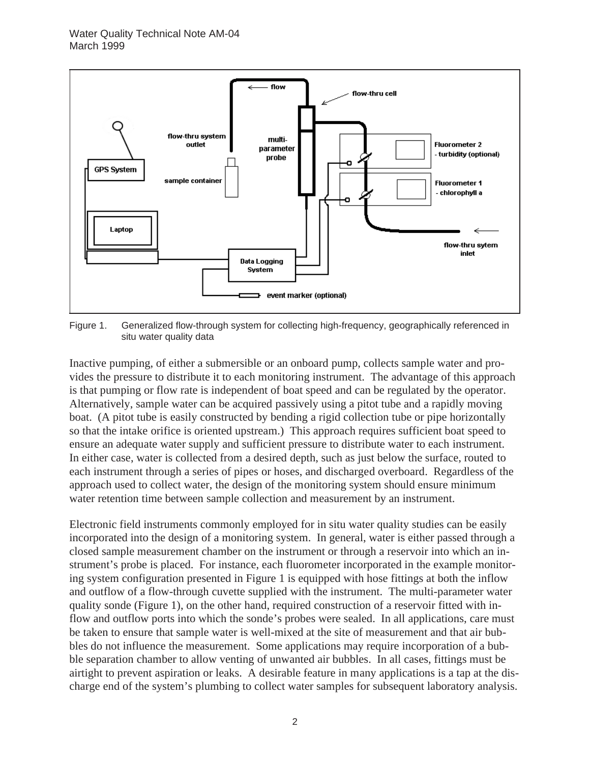Figure 1. Generalized flow-through system for collecting high-frequency, geographically referenced in situ water quality data

Inactive pumping, of either a submersible or an onboard pump, collects sample water and provides the pressure to distribute it to each monitoring instrument. The advantage of this approach is that pumping or flow rate is independent of boat speed and can be regulated by the operator. Alternatively, sample water can be acquired passively using a pitot tube and a rapidly moving boat. (A pitot tube is easily constructed by bending a rigid collection tube or pipe horizontally so that the intake orifice is oriented upstream.) This approach requires sufficient boat speed to ensure an adequate water supply and sufficient pressure to distribute water to each instrument. In either case, water is collected from a desired depth, such as just below the surface, routed to each instrument through a series of pipes or hoses, and discharged overboard. Regardless of the approach used to collect water, the design of the monitoring system should ensure minimum water retention time between sample collection and measurement by an instrument.

Electronic field instruments commonly employed for in situ water quality studies can be easily incorporated into the design of a monitoring system. In general, water is either passed through a closed sample measurement chamber on the instrument or through a reservoir into which an instrument's probe is placed. For instance, each fluorometer incorporated in the example monitoring system configuration presented in Figure 1 is equipped with hose fittings at both the inflow and outflow of a flow-through cuvette supplied with the instrument. The multi-parameter water quality sonde (Figure 1), on the other hand, required construction of a reservoir fitted with inflow and outflow ports into which the sonde's probes were sealed. In all applications, care must be taken to ensure that sample water is well-mixed at the site of measurement and that air bubbles do not influence the measurement. Some applications may require incorporation of a bubble separation chamber to allow venting of unwanted air bubbles. In all cases, fittings must be airtight to prevent aspiration or leaks. A desirable feature in many applications is a tap at the discharge end of the system's plumbing to collect water samples for subsequent laboratory analysis.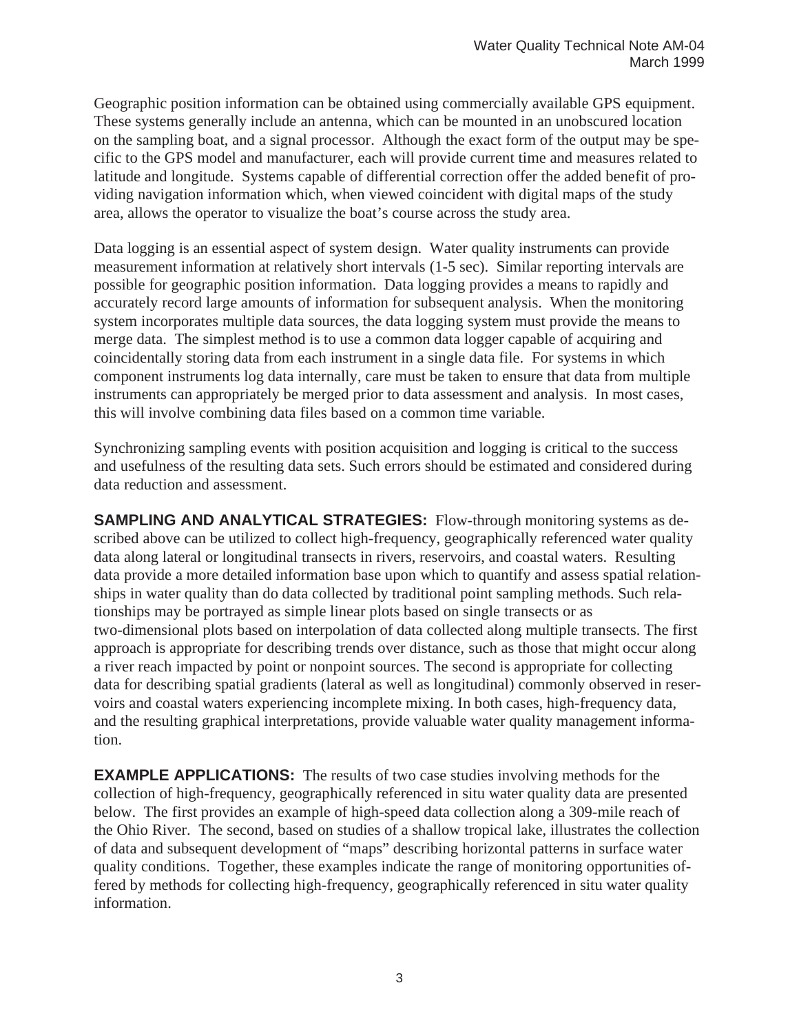Geographic position information can be obtained using commercially available GPS equipment. These systems generally include an antenna, which can be mounted in an unobscured location on the sampling boat, and a signal processor. Although the exact form of the output may be specific to the GPS model and manufacturer, each will provide current time and measures related to latitude and longitude. Systems capable of differential correction offer the added benefit of providing navigation information which, when viewed coincident with digital maps of the study area, allows the operator to visualize the boat's course across the study area.

Data logging is an essential aspect of system design. Water quality instruments can provide measurement information at relatively short intervals (1-5 sec). Similar reporting intervals are possible for geographic position information. Data logging provides a means to rapidly and accurately record large amounts of information for subsequent analysis. When the monitoring system incorporates multiple data sources, the data logging system must provide the means to merge data. The simplest method is to use a common data logger capable of acquiring and coincidentally storing data from each instrument in a single data file. For systems in which component instruments log data internally, care must be taken to ensure that data from multiple instruments can appropriately be merged prior to data assessment and analysis. In most cases, this will involve combining data files based on a common time variable.

Synchronizing sampling events with position acquisition and logging is critical to the success and usefulness of the resulting data sets. Such errors should be estimated and considered during data reduction and assessment.

**SAMPLING AND ANALYTICAL STRATEGIES:** Flow-through monitoring systems as described above can be utilized to collect high-frequency, geographically referenced water quality data along lateral or longitudinal transects in rivers, reservoirs, and coastal waters. Resulting data provide a more detailed information base upon which to quantify and assess spatial relationships in water quality than do data collected by traditional point sampling methods. Such relationships may be portrayed as simple linear plots based on single transects or as two-dimensional plots based on interpolation of data collected along multiple transects. The first approach is appropriate for describing trends over distance, such as those that might occur along a river reach impacted by point or nonpoint sources. The second is appropriate for collecting data for describing spatial gradients (lateral as well as longitudinal) commonly observed in reservoirs and coastal waters experiencing incomplete mixing. In both cases, high-frequency data, and the resulting graphical interpretations, provide valuable water quality management information.

**EXAMPLE APPLICATIONS:** The results of two case studies involving methods for the collection of high-frequency, geographically referenced in situ water quality data are presented below. The first provides an example of high-speed data collection along a 309-mile reach of the Ohio River. The second, based on studies of a shallow tropical lake, illustrates the collection of data and subsequent development of "maps" describing horizontal patterns in surface water quality conditions. Together, these examples indicate the range of monitoring opportunities offered by methods for collecting high-frequency, geographically referenced in situ water quality information.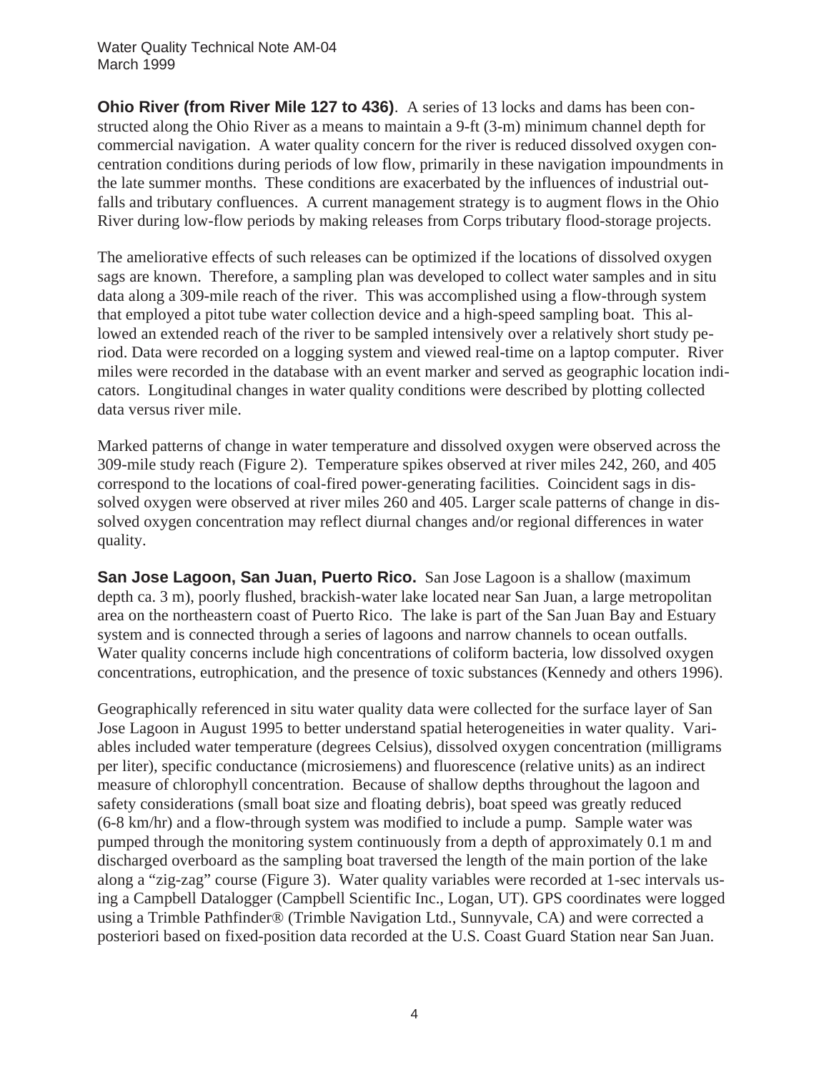**Ohio River (from River Mile 127 to 436)**. A series of 13 locks and dams has been constructed along the Ohio River as a means to maintain a 9-ft (3-m) minimum channel depth for commercial navigation. A water quality concern for the river is reduced dissolved oxygen concentration conditions during periods of low flow, primarily in these navigation impoundments in the late summer months. These conditions are exacerbated by the influences of industrial outfalls and tributary confluences. A current management strategy is to augment flows in the Ohio River during low-flow periods by making releases from Corps tributary flood-storage projects.

The ameliorative effects of such releases can be optimized if the locations of dissolved oxygen sags are known. Therefore, a sampling plan was developed to collect water samples and in situ data along a 309-mile reach of the river. This was accomplished using a flow-through system that employed a pitot tube water collection device and a high-speed sampling boat. This allowed an extended reach of the river to be sampled intensively over a relatively short study period. Data were recorded on a logging system and viewed real-time on a laptop computer. River miles were recorded in the database with an event marker and served as geographic location indicators. Longitudinal changes in water quality conditions were described by plotting collected data versus river mile.

Marked patterns of change in water temperature and dissolved oxygen were observed across the 309-mile study reach (Figure 2). Temperature spikes observed at river miles 242, 260, and 405 correspond to the locations of coal-fired power-generating facilities. Coincident sags in dissolved oxygen were observed at river miles 260 and 405. Larger scale patterns of change in dissolved oxygen concentration may reflect diurnal changes and/or regional differences in water quality.

**San Jose Lagoon, San Juan, Puerto Rico.** San Jose Lagoon is a shallow (maximum depth ca. 3 m), poorly flushed, brackish-water lake located near San Juan, a large metropolitan area on the northeastern coast of Puerto Rico. The lake is part of the San Juan Bay and Estuary system and is connected through a series of lagoons and narrow channels to ocean outfalls. Water quality concerns include high concentrations of coliform bacteria, low dissolved oxygen concentrations, eutrophication, and the presence of toxic substances (Kennedy and others 1996).

Geographically referenced in situ water quality data were collected for the surface layer of San Jose Lagoon in August 1995 to better understand spatial heterogeneities in water quality. Variables included water temperature (degrees Celsius), dissolved oxygen concentration (milligrams per liter), specific conductance (microsiemens) and fluorescence (relative units) as an indirect measure of chlorophyll concentration. Because of shallow depths throughout the lagoon and safety considerations (small boat size and floating debris), boat speed was greatly reduced (6-8 km/hr) and a flow-through system was modified to include a pump. Sample water was pumped through the monitoring system continuously from a depth of approximately 0.1 m and discharged overboard as the sampling boat traversed the length of the main portion of the lake along a "zig-zag" course (Figure 3). Water quality variables were recorded at 1-sec intervals using a Campbell Datalogger (Campbell Scientific Inc., Logan, UT). GPS coordinates were logged using a Trimble Pathfinder® (Trimble Navigation Ltd., Sunnyvale, CA) and were corrected a posteriori based on fixed-position data recorded at the U.S. Coast Guard Station near San Juan.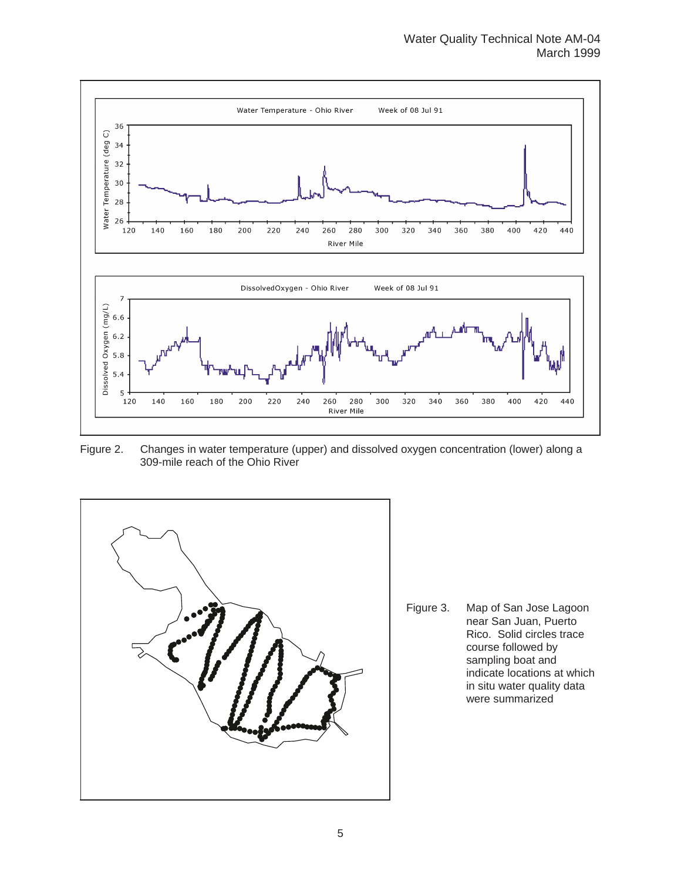Figure 2. Changes in water temperature (upper) and dissolved oxygen concentration (lower) along a 309-mile reach of the Ohio River

Figure 3. Map of San Jose Lagoon near San Juan, Puerto Rico. Solid circles trace course followed by sampling boat and indicate locations at which in situ water quality data were summarized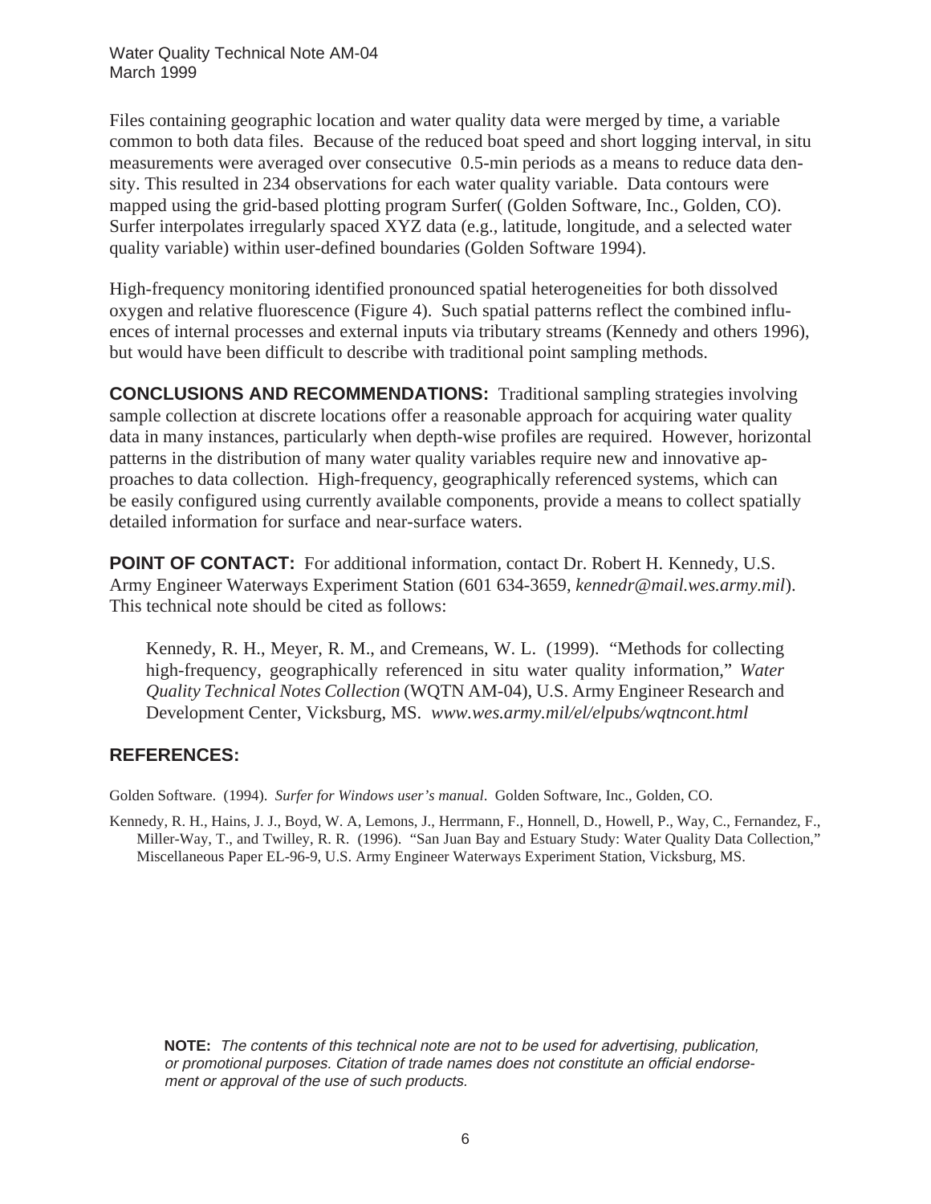Files containing geographic location and water quality data were merged by time, a variable common to both data files. Because of the reduced boat speed and short logging interval, in situ measurements were averaged over consecutive 0.5-min periods as a means to reduce data density. This resulted in 234 observations for each water quality variable. Data contours were mapped using the grid-based plotting program Surfer( (Golden Software, Inc., Golden, CO). Surfer interpolates irregularly spaced XYZ data (e.g., latitude, longitude, and a selected water quality variable) within user-defined boundaries (Golden Software 1994).

High-frequency monitoring identified pronounced spatial heterogeneities for both dissolved oxygen and relative fluorescence (Figure 4). Such spatial patterns reflect the combined influences of internal processes and external inputs via tributary streams (Kennedy and others 1996), but would have been difficult to describe with traditional point sampling methods.

**CONCLUSIONS AND RECOMMENDATIONS:** Traditional sampling strategies involving sample collection at discrete locations offer a reasonable approach for acquiring water quality data in many instances, particularly when depth-wise profiles are required. However, horizontal patterns in the distribution of many water quality variables require new and innovative approaches to data collection. High-frequency, geographically referenced systems, which can be easily configured using currently available components, provide a means to collect spatially detailed information for surface and near-surface waters.

**POINT OF CONTACT:** For additional information, contact Dr. Robert H. Kennedy, U.S. Army Engineer Waterways Experiment Station (601 634-3659, *kennedr@mail.wes.army.mil*). This technical note should be cited as follows:

> Kennedy, R. H., Meyer, R. M., and Cremeans, W. L. (1999). "Methods for collecting high-frequency, geographically referenced in situ water quality information," *Water Quality Technical Notes Collection* (WQTN AM-04), U.S. Army Engineer Research and Development Center, Vicksburg, MS. *www.wes.army.mil/el/elpubs/wqtncont.html*

## REFERENCES:

Golden Software. (1994). *Surfer for Windows user's manual*. Golden Software, Inc., Golden, CO.

Kennedy, R. H., Hains, J. J., Boyd, W. A, Lemons, J., Herrmann, F., Honnell, D., Howell, P., Way, C., Fernandez, F., Miller-Way, T., and Twilley, R. R. (1996). "San Juan Bay and Estuary Study: Water Quality Data Collection," Miscellaneous Paper EL-96-9, U.S. Army Engineer Waterways Experiment Station, Vicksburg, MS.

**NOTE:** *The contents of this technical note are not to be used for advertising, publication, or promotional purposes. Citation of trade names does not constitute an official endorsement or approval of the use of such products.*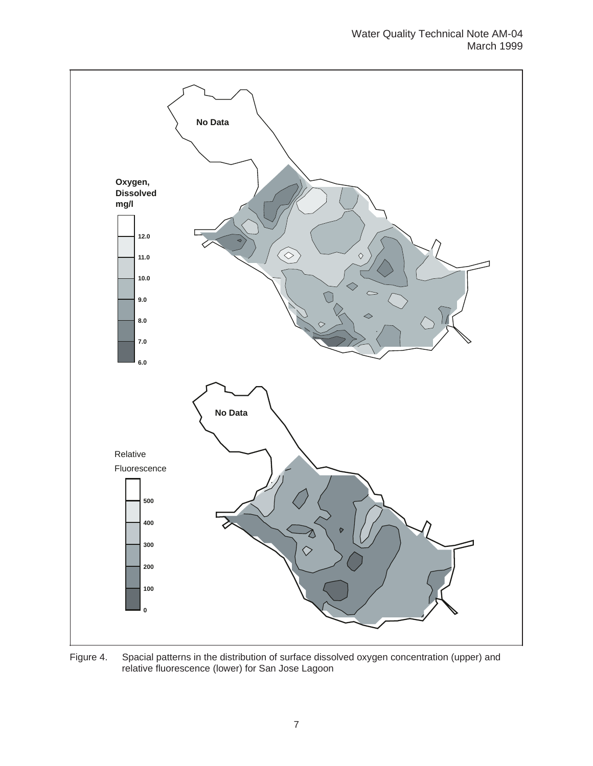No Data

Oxygen,
Dissolved
mg/l

12.0
11.0
10.0
9.0
8.0
7.0
6.0

No Data

Relative
Fluorescence

500
400
300
200
100
0

Figure 4. Spacial patterns in the distribution of surface dissolved oxygen concentration (upper) and relative fluorescence (lower) for San Jose Lagoon